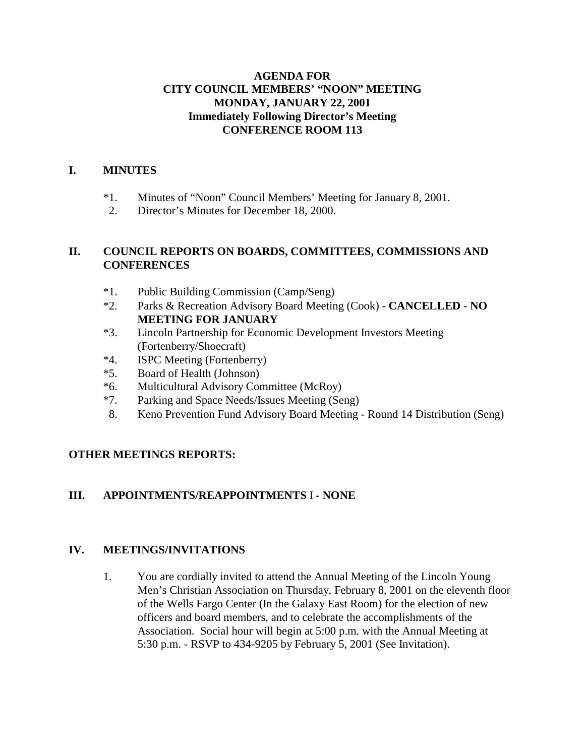**AGENDA FOR**
**CITY COUNCIL MEMBERS' "NOON" MEETING**
**MONDAY, JANUARY 22, 2001**
**Immediately Following Director's Meeting**
**CONFERENCE ROOM 113**

## I. MINUTES

*1. Minutes of "Noon" Council Members' Meeting for January 8, 2001.
2. Director's Minutes for December 18, 2000.

## II. COUNCIL REPORTS ON BOARDS, COMMITTEES, COMMISSIONS AND CONFERENCES

*1. Public Building Commission (Camp/Seng)
*2. Parks & Recreation Advisory Board Meeting (Cook) - **CANCELLED** - **NO MEETING FOR JANUARY**
*3. Lincoln Partnership for Economic Development Investors Meeting (Fortenberry/Shoecraft)
*4. ISPC Meeting (Fortenberry)
*5. Board of Health (Johnson)
*6. Multicultural Advisory Committee (McRoy)
*7. Parking and Space Needs/Issues Meeting (Seng)
8. Keno Prevention Fund Advisory Board Meeting - Round 14 Distribution (Seng)

## OTHER MEETINGS REPORTS:

## III. APPOINTMENTS/REAPPOINTMENTS I - NONE

## IV. MEETINGS/INVITATIONS

1. You are cordially invited to attend the Annual Meeting of the Lincoln Young Men's Christian Association on Thursday, February 8, 2001 on the eleventh floor of the Wells Fargo Center (In the Galaxy East Room) for the election of new officers and board members, and to celebrate the accomplishments of the Association. Social hour will begin at 5:00 p.m. with the Annual Meeting at 5:30 p.m. - RSVP to 434-9205 by February 5, 2001 (See Invitation).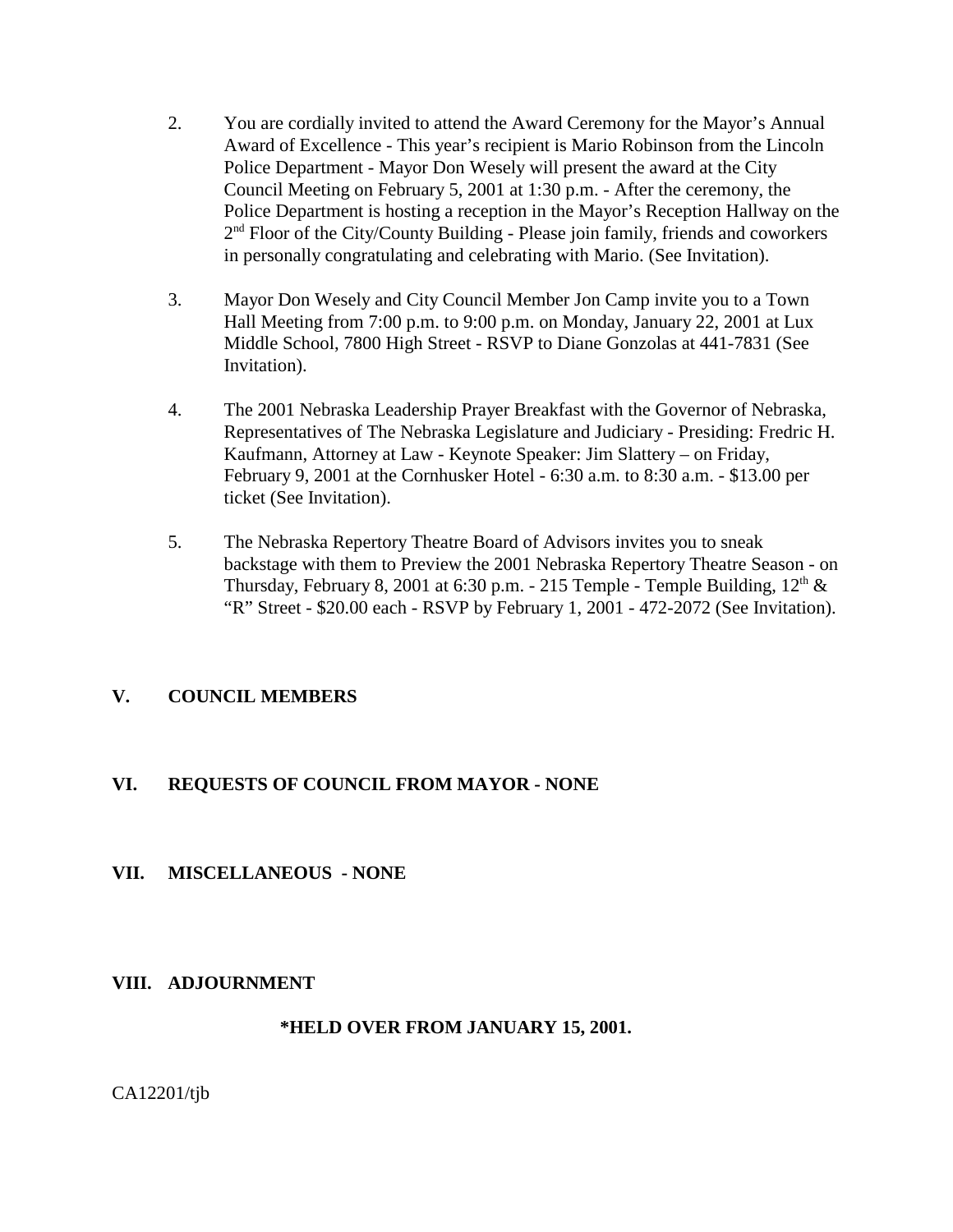2. You are cordially invited to attend the Award Ceremony for the Mayor's Annual Award of Excellence - This year's recipient is Mario Robinson from the Lincoln Police Department - Mayor Don Wesely will present the award at the City Council Meeting on February 5, 2001 at 1:30 p.m. - After the ceremony, the Police Department is hosting a reception in the Mayor's Reception Hallway on the 2nd Floor of the City/County Building - Please join family, friends and coworkers in personally congratulating and celebrating with Mario. (See Invitation).

3. Mayor Don Wesely and City Council Member Jon Camp invite you to a Town Hall Meeting from 7:00 p.m. to 9:00 p.m. on Monday, January 22, 2001 at Lux Middle School, 7800 High Street - RSVP to Diane Gonzolas at 441-7831 (See Invitation).

4. The 2001 Nebraska Leadership Prayer Breakfast with the Governor of Nebraska, Representatives of The Nebraska Legislature and Judiciary - Presiding: Fredric H. Kaufmann, Attorney at Law - Keynote Speaker: Jim Slattery – on Friday, February 9, 2001 at the Cornhusker Hotel - 6:30 a.m. to 8:30 a.m. - $13.00 per ticket (See Invitation).

5. The Nebraska Repertory Theatre Board of Advisors invites you to sneak backstage with them to Preview the 2001 Nebraska Repertory Theatre Season - on Thursday, February 8, 2001 at 6:30 p.m. - 215 Temple - Temple Building, 12th & "R" Street - $20.00 each - RSVP by February 1, 2001 - 472-2072 (See Invitation).

## V. COUNCIL MEMBERS

## VI. REQUESTS OF COUNCIL FROM MAYOR - NONE

## VII. MISCELLANEOUS - NONE

## VIII. ADJOURNMENT

**\*HELD OVER FROM JANUARY 15, 2001.**

CA12201/tjb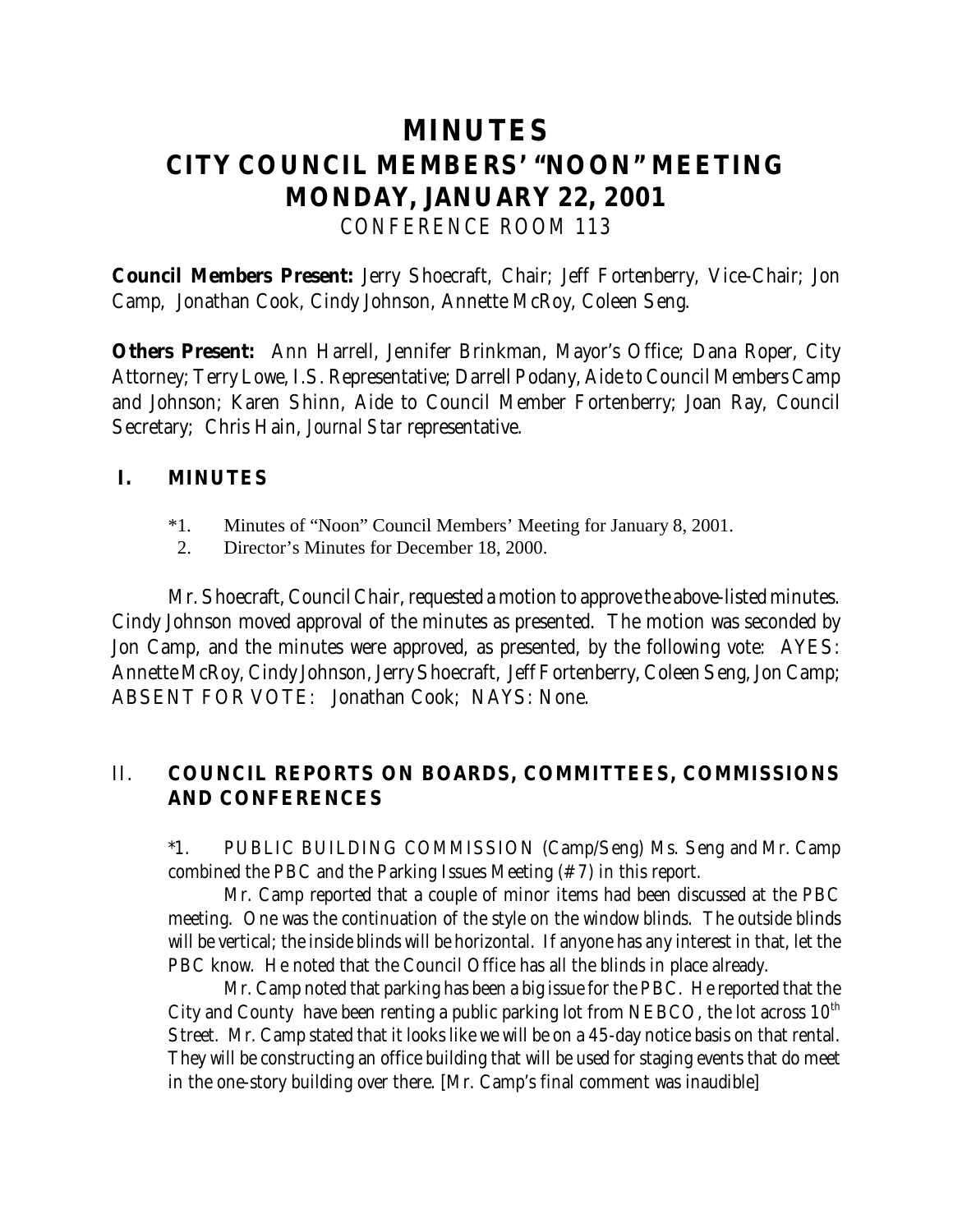# MINUTES
# CITY COUNCIL MEMBERS' "NOON" MEETING
# MONDAY, JANUARY 22, 2001

CONFERENCE ROOM 113

**Council Members Present:** Jerry Shoecraft, Chair; Jeff Fortenberry, Vice-Chair; Jon Camp, Jonathan Cook, Cindy Johnson, Annette McRoy, Coleen Seng.

**Others Present:** Ann Harrell, Jennifer Brinkman, Mayor's Office; Dana Roper, City Attorney; Terry Lowe, I.S. Representative; Darrell Podany, Aide to Council Members Camp and Johnson; Karen Shinn, Aide to Council Member Fortenberry; Joan Ray, Council Secretary; Chris Hain, *Journal Star* representative.

## I. MINUTES

*1. Minutes of "Noon" Council Members' Meeting for January 8, 2001.
2. Director's Minutes for December 18, 2000.

Mr. Shoecraft, Council Chair, requested a motion to approve the above-listed minutes. Cindy Johnson moved approval of the minutes as presented. The motion was seconded by Jon Camp, and the minutes were approved, as presented, by the following vote: AYES: Annette McRoy, Cindy Johnson, Jerry Shoecraft, Jeff Fortenberry, Coleen Seng, Jon Camp; ABSENT FOR VOTE: Jonathan Cook; NAYS: None.

## II. COUNCIL REPORTS ON BOARDS, COMMITTEES, COMMISSIONS AND CONFERENCES

*1. PUBLIC BUILDING COMMISSION (Camp/Seng) Ms. Seng and Mr. Camp combined the PBC and the Parking Issues Meeting (#7) in this report.

Mr. Camp reported that a couple of minor items had been discussed at the PBC meeting. One was the continuation of the style on the window blinds. The outside blinds will be vertical; the inside blinds will be horizontal. If anyone has any interest in that, let the PBC know. He noted that the Council Office has all the blinds in place already.

Mr. Camp noted that parking has been a big issue for the PBC. He reported that the City and County have been renting a public parking lot from NEBCO, the lot across 10th Street. Mr. Camp stated that it looks like we will be on a 45-day notice basis on that rental. They will be constructing an office building that will be used for staging events that do meet in the one-story building over there. [Mr. Camp's final comment was inaudible]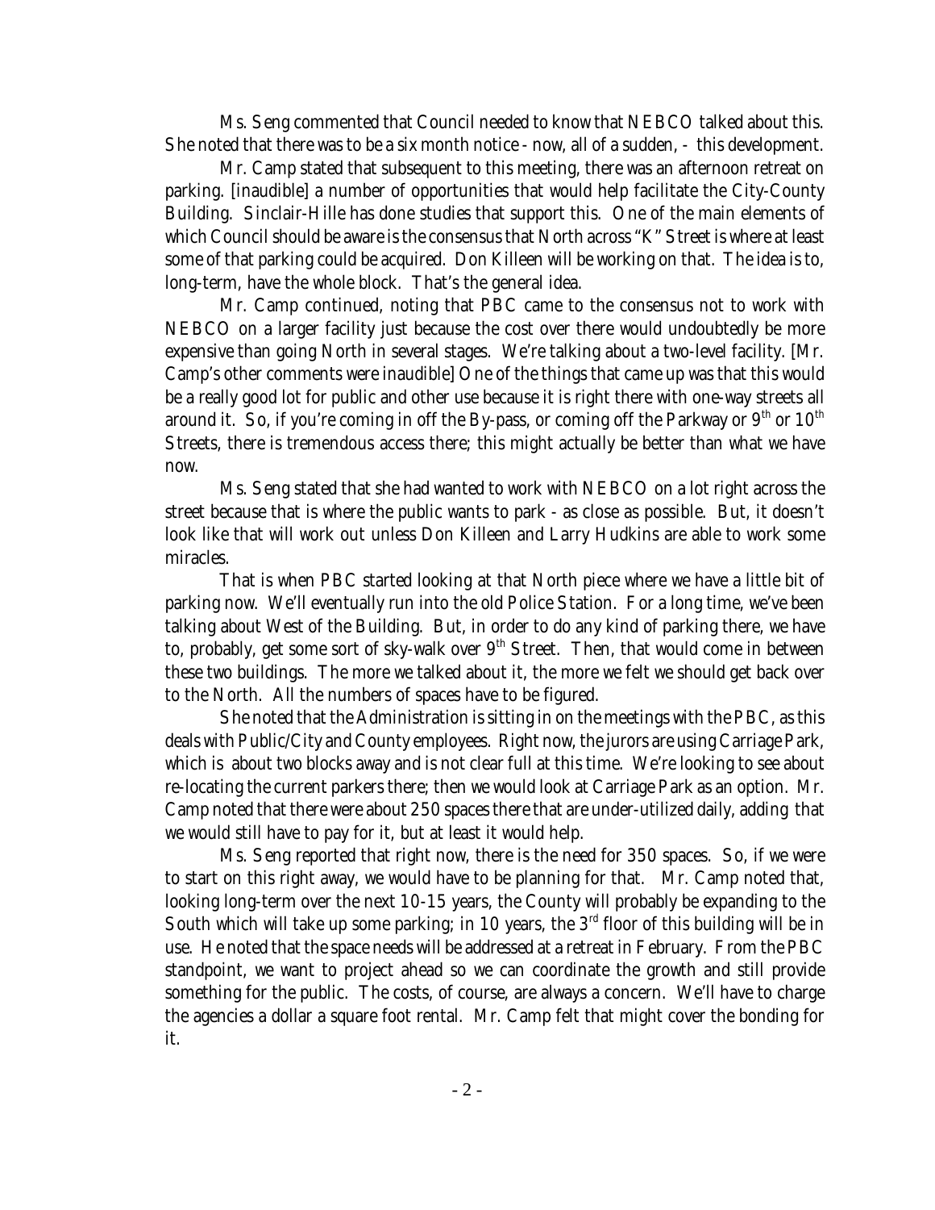Ms. Seng commented that Council needed to know that NEBCO talked about this. She noted that there was to be a six month notice - now, all of a sudden, - this development.

Mr. Camp stated that subsequent to this meeting, there was an afternoon retreat on parking. [inaudible] a number of opportunities that would help facilitate the City-County Building. Sinclair-Hille has done studies that support this. One of the main elements of which Council should be aware is the consensus that North across "K" Street is where at least some of that parking could be acquired. Don Killeen will be working on that. The idea is to, long-term, have the whole block. That's the general idea.

Mr. Camp continued, noting that PBC came to the consensus not to work with NEBCO on a larger facility just because the cost over there would undoubtedly be more expensive than going North in several stages. We're talking about a two-level facility. [Mr. Camp's other comments were inaudible] One of the things that came up was that this would be a really good lot for public and other use because it is right there with one-way streets all around it. So, if you're coming in off the By-pass, or coming off the Parkway or 9th or 10th Streets, there is tremendous access there; this might actually be better than what we have now.

Ms. Seng stated that she had wanted to work with NEBCO on a lot right across the street because that is where the public wants to park - as close as possible. But, it doesn't look like that will work out unless Don Killeen and Larry Hudkins are able to work some miracles.

That is when PBC started looking at that North piece where we have a little bit of parking now. We'll eventually run into the old Police Station. For a long time, we've been talking about West of the Building. But, in order to do any kind of parking there, we have to, probably, get some sort of sky-walk over 9th Street. Then, that would come in between these two buildings. The more we talked about it, the more we felt we should get back over to the North. All the numbers of spaces have to be figured.

She noted that the Administration is sitting in on the meetings with the PBC, as this deals with Public/City and County employees. Right now, the jurors are using Carriage Park, which is about two blocks away and is not clear full at this time. We're looking to see about re-locating the current parkers there; then we would look at Carriage Park as an option. Mr. Camp noted that there were about 250 spaces there that are under-utilized daily, adding that we would still have to pay for it, but at least it would help.

Ms. Seng reported that right now, there is the need for 350 spaces. So, if we were to start on this right away, we would have to be planning for that. Mr. Camp noted that, looking long-term over the next 10-15 years, the County will probably be expanding to the South which will take up some parking; in 10 years, the 3rd floor of this building will be in use. He noted that the space needs will be addressed at a retreat in February. From the PBC standpoint, we want to project ahead so we can coordinate the growth and still provide something for the public. The costs, of course, are always a concern. We'll have to charge the agencies a dollar a square foot rental. Mr. Camp felt that might cover the bonding for it.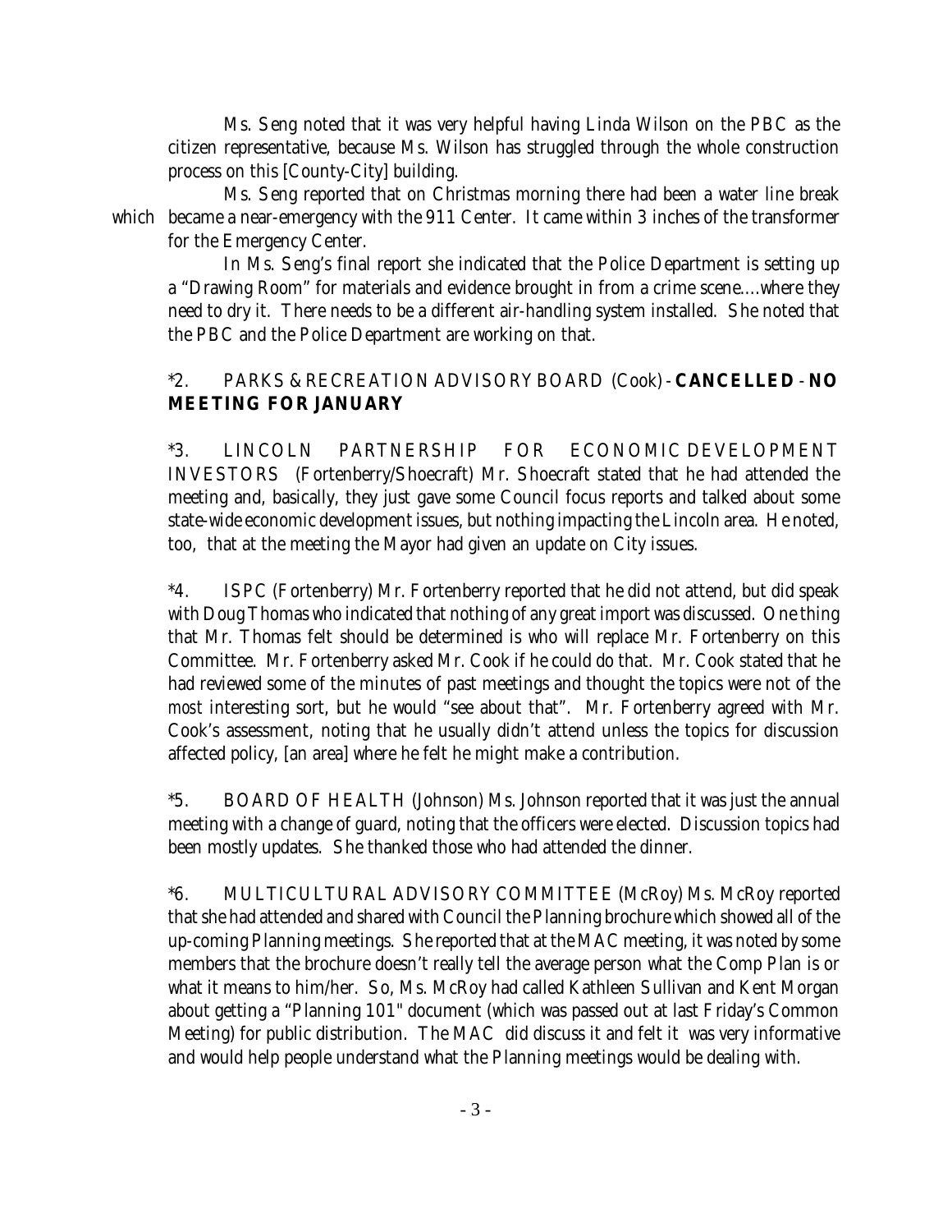Ms. Seng noted that it was very helpful having Linda Wilson on the PBC as the citizen representative, because Ms. Wilson has struggled through the whole construction process on this [County-City] building.

Ms. Seng reported that on Christmas morning there had been a water line break which became a near-emergency with the 911 Center. It came within 3 inches of the transformer for the Emergency Center.

In Ms. Seng's final report she indicated that the Police Department is setting up a "Drawing Room" for materials and evidence brought in from a crime scene....where they need to dry it. There needs to be a different air-handling system installed. She noted that the PBC and the Police Department are working on that.

*2. PARKS & RECREATION ADVISORY BOARD (Cook) - **CANCELLED - NO MEETING FOR JANUARY**

*3. LINCOLN PARTNERSHIP FOR ECONOMIC DEVELOPMENT INVESTORS (Fortenberry/Shoecraft) Mr. Shoecraft stated that he had attended the meeting and, basically, they just gave some Council focus reports and talked about some state-wide economic development issues, but nothing impacting the Lincoln area. He noted, too, that at the meeting the Mayor had given an update on City issues.

*4. ISPC (Fortenberry) Mr. Fortenberry reported that he did not attend, but did speak with Doug Thomas who indicated that nothing of any great import was discussed. One thing that Mr. Thomas felt should be determined is who will replace Mr. Fortenberry on this Committee. Mr. Fortenberry asked Mr. Cook if he could do that. Mr. Cook stated that he had reviewed some of the minutes of past meetings and thought the topics were not of the *most* interesting sort, but he would "see about that". Mr. Fortenberry agreed with Mr. Cook's assessment, noting that he usually didn't attend unless the topics for discussion affected policy, [an area] where he felt he might make a contribution.

*5. BOARD OF HEALTH (Johnson) Ms. Johnson reported that it was just the annual meeting with a change of guard, noting that the officers were elected. Discussion topics had been mostly updates. She thanked those who had attended the dinner.

*6. MULTICULTURAL ADVISORY COMMITTEE (McRoy) Ms. McRoy reported that she had attended and shared with Council the Planning brochure which showed all of the up-coming Planning meetings. She reported that at the MAC meeting, it was noted by some members that the brochure doesn't really tell the average person what the Comp Plan is or what it means to him/her. So, Ms. McRoy had called Kathleen Sullivan and Kent Morgan about getting a "Planning 101" document (which was passed out at last Friday's Common Meeting) for public distribution. The MAC did discuss it and felt it was very informative and would help people understand what the Planning meetings would be dealing with.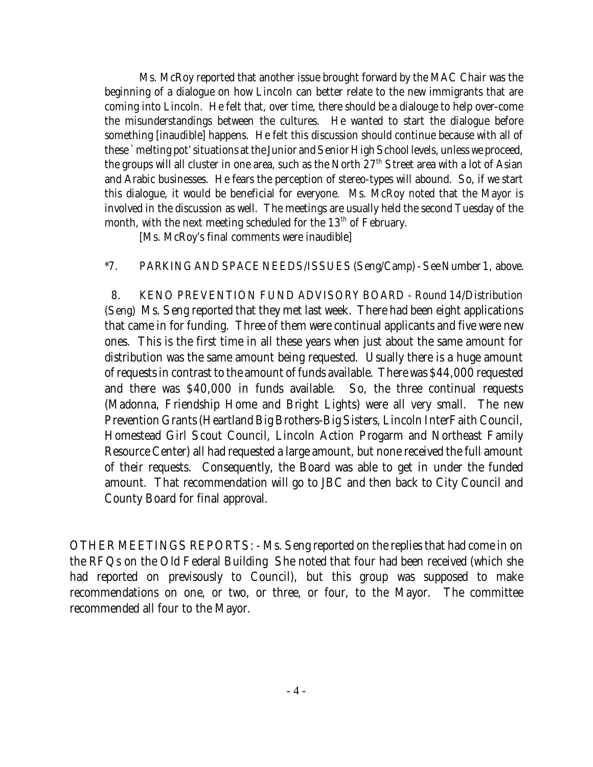Ms. McRoy reported that another issue brought forward by the MAC Chair was the beginning of a dialogue on how Lincoln can better relate to the new immigrants that are coming into Lincoln. He felt that, over time, there should be a dialouge to help over-come the misunderstandings between the cultures. He wanted to start the dialogue before something [inaudible] happens. He felt this discussion should continue because with all of these `melting pot' situations at the Junior and Senior High School levels, unless we proceed, the groups will all cluster in one area, such as the North 27th Street area with a lot of Asian and Arabic businesses. He fears the perception of stereo-types will abound. So, if we start this dialogue, it would be beneficial for everyone. Ms. McRoy noted that the Mayor is involved in the discussion as well. The meetings are usually held the second Tuesday of the month, with the next meeting scheduled for the 13th of February.

[Ms. McRoy's final comments were inaudible]

*7. PARKING AND SPACE NEEDS/ISSUES (Seng/Camp) - See Number 1, above.

8. KENO PREVENTION FUND ADVISORY BOARD - Round 14/Distribution (Seng) Ms. Seng reported that they met last week. There had been eight applications that came in for funding. Three of them were continual applicants and five were new ones. This is the first time in all these years when just about the same amount for distribution was the same amount being requested. Usually there is a huge amount of requests in contrast to the amount of funds available. There was $44,000 requested and there was $40,000 in funds available. So, the three continual requests (Madonna, Friendship Home and Bright Lights) were all very small. The new Prevention Grants (Heartland Big Brothers-Big Sisters, Lincoln InterFaith Council, Homestead Girl Scout Council, Lincoln Action Progarm and Northeast Family Resource Center) all had requested a large amount, but none received the full amount of their requests. Consequently, the Board was able to get in under the funded amount. That recommendation will go to JBC and then back to City Council and County Board for final approval.

OTHER MEETINGS REPORTS: - Ms. Seng reported on the replies that had come in on the RFQs on the Old Federal Building She noted that four had been received (which she had reported on previsously to Council), but this group was supposed to make recommendations on one, or two, or three, or four, to the Mayor. The committee recommended all four to the Mayor.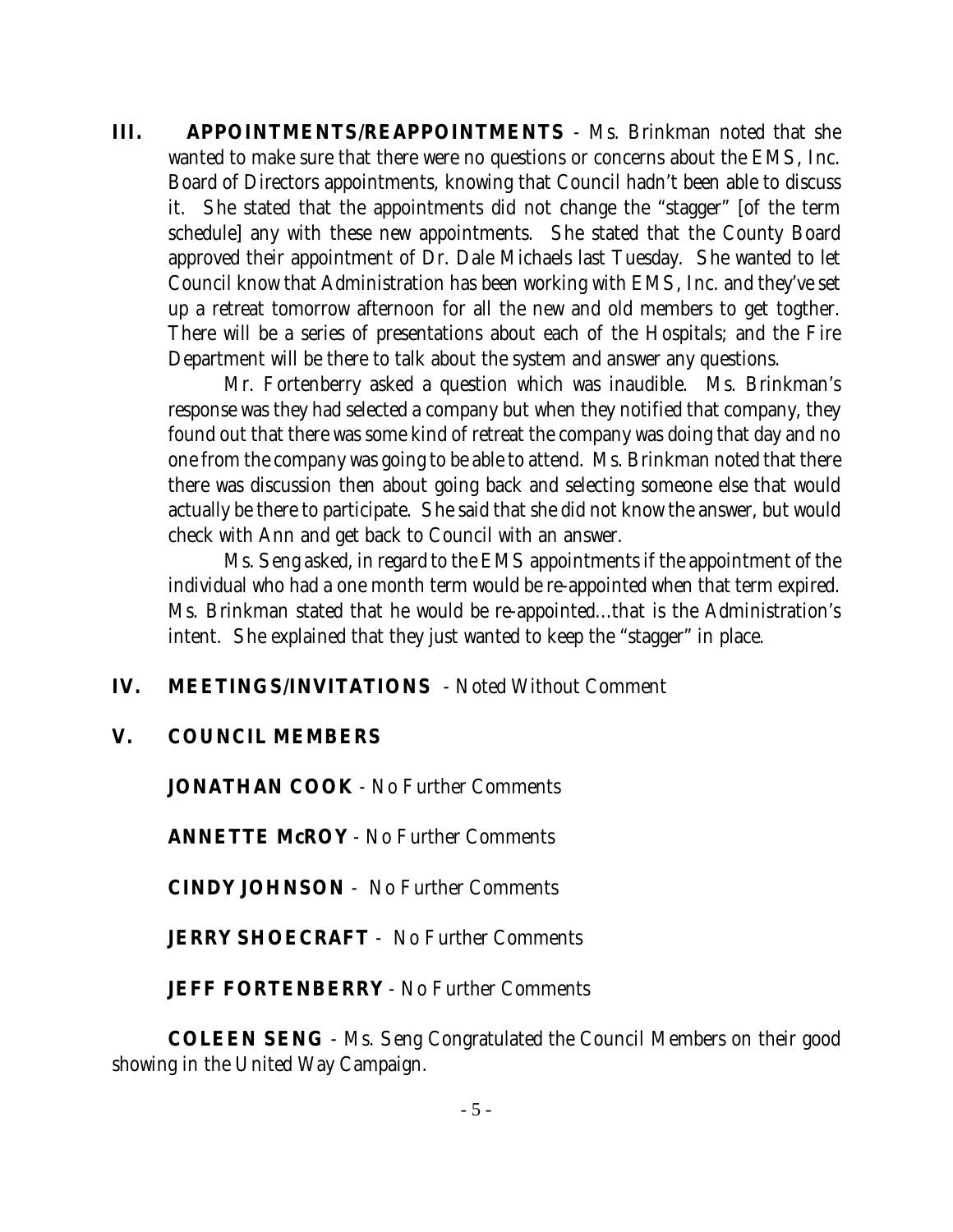**III. APPOINTMENTS/REAPPOINTMENTS** - Ms. Brinkman noted that she wanted to make sure that there were no questions or concerns about the EMS, Inc. Board of Directors appointments, knowing that Council hadn't been able to discuss it. She stated that the appointments did not change the "stagger" [of the term schedule] any with these new appointments. She stated that the County Board approved their appointment of Dr. Dale Michaels last Tuesday. She wanted to let Council know that Administration has been working with EMS, Inc. and they've set up a retreat tomorrow afternoon for all the new and old members to get togther. There will be a series of presentations about each of the Hospitals; and the Fire Department will be there to talk about the system and answer any questions.

Mr. Fortenberry asked a question which was inaudible. Ms. Brinkman's response was they had selected a company but when they notified that company, they found out that there was some kind of retreat the company was doing that day and no one from the company was going to be able to attend. Ms. Brinkman noted that there there was discussion then about going back and selecting someone else that would actually be there to participate. She said that she did not know the answer, but would check with Ann and get back to Council with an answer.

Ms. Seng asked, in regard to the EMS appointments if the appointment of the individual who had a one month term would be re-appointed when that term expired. Ms. Brinkman stated that he would be re-appointed...that is the Administration's intent. She explained that they just wanted to keep the "stagger" in place.

**IV. MEETINGS/INVITATIONS** - Noted Without Comment

**V. COUNCIL MEMBERS**

**JONATHAN COOK** - No Further Comments

**ANNETTE McROY** - No Further Comments

**CINDY JOHNSON** - No Further Comments

**JERRY SHOECRAFT** - No Further Comments

**JEFF FORTENBERRY** - No Further Comments

**COLEEN SENG** - Ms. Seng Congratulated the Council Members on their good showing in the United Way Campaign.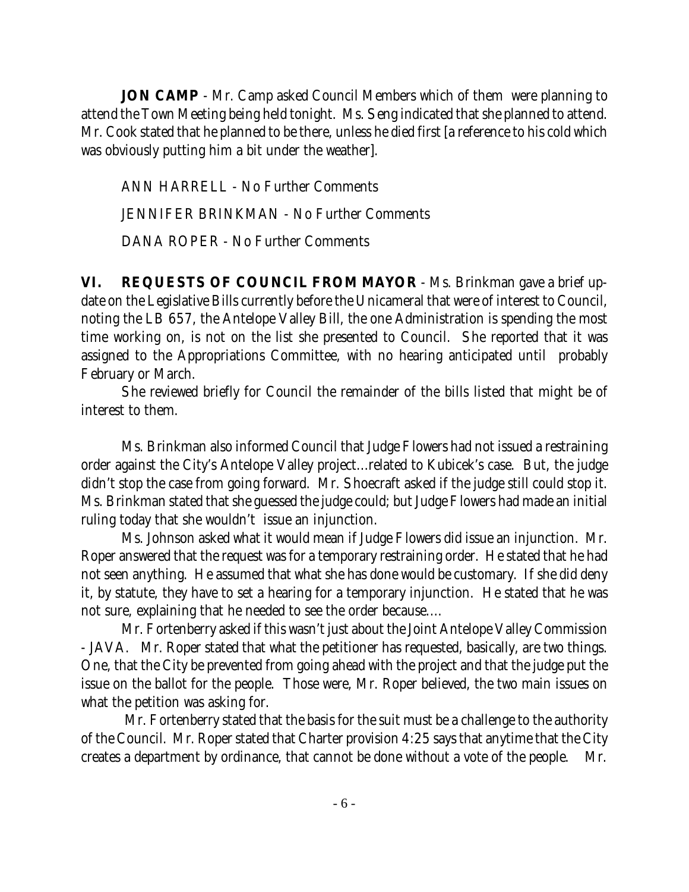**JON CAMP** - Mr. Camp asked Council Members which of them were planning to attend the Town Meeting being held tonight. Ms. Seng indicated that she planned to attend. Mr. Cook stated that he planned to be there, unless he died first [a reference to his cold which was obviously putting him a bit under the weather].

ANN HARRELL - No Further Comments

JENNIFER BRINKMAN - No Further Comments

DANA ROPER - No Further Comments

**VI. REQUESTS OF COUNCIL FROM MAYOR** - Ms. Brinkman gave a brief update on the Legislative Bills currently before the Unicameral that were of interest to Council, noting the LB 657, the Antelope Valley Bill, the one Administration is spending the most time working on, is not on the list she presented to Council. She reported that it was assigned to the Appropriations Committee, with no hearing anticipated until probably February or March.

She reviewed briefly for Council the remainder of the bills listed that might be of interest to them.

Ms. Brinkman also informed Council that Judge Flowers had not issued a restraining order against the City's Antelope Valley project...related to Kubicek's case. But, the judge didn't stop the case from going forward. Mr. Shoecraft asked if the judge still could stop it. Ms. Brinkman stated that she guessed the judge could; but Judge Flowers had made an initial ruling today that she wouldn't issue an injunction.

Ms. Johnson asked what it would mean if Judge Flowers did issue an injunction. Mr. Roper answered that the request was for a temporary restraining order. He stated that he had not seen anything. He assumed that what she has done would be customary. If she did deny it, by statute, they have to set a hearing for a temporary injunction. He stated that he was not sure, explaining that he needed to see the order because....

Mr. Fortenberry asked if this wasn't just about the Joint Antelope Valley Commission - JAVA. Mr. Roper stated that what the petitioner has requested, basically, are two things. One, that the City be prevented from going ahead with the project and that the judge put the issue on the ballot for the people. Those were, Mr. Roper believed, the two main issues on what the petition was asking for.

Mr. Fortenberry stated that the basis for the suit must be a challenge to the authority of the Council. Mr. Roper stated that Charter provision 4:25 says that anytime that the City creates a department by ordinance, that cannot be done without a vote of the people. Mr.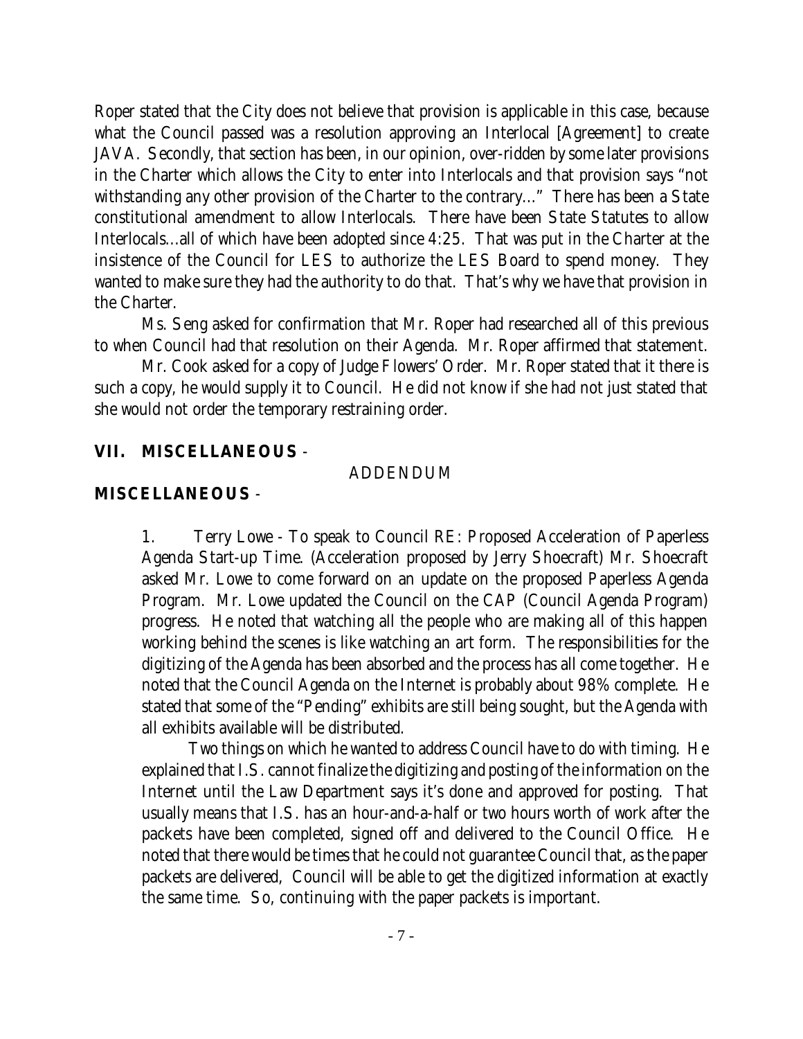Roper stated that the City does not believe that provision is applicable in this case, because what the Council passed was a resolution approving an Interlocal [Agreement] to create JAVA. Secondly, that section has been, in our opinion, over-ridden by some later provisions in the Charter which allows the City to enter into Interlocals and that provision says "not withstanding any other provision of the Charter to the contrary..." There has been a State constitutional amendment to allow Interlocals. There have been State Statutes to allow Interlocals...all of which have been adopted since 4:25. That was put in the Charter at the insistence of the Council for LES to authorize the LES Board to spend money. They wanted to make sure they had the authority to do that. That's why we have that provision in the Charter.

Ms. Seng asked for confirmation that Mr. Roper had researched all of this previous to when Council had that resolution on their Agenda. Mr. Roper affirmed that statement.

Mr. Cook asked for a copy of Judge Flowers' Order. Mr. Roper stated that it there is such a copy, he would supply it to Council. He did not know if she had not just stated that she would not order the temporary restraining order.

**VII. MISCELLANEOUS** -

ADDENDUM

**MISCELLANEOUS** -

1. Terry Lowe - To speak to Council RE: Proposed Acceleration of Paperless Agenda Start-up Time. (Acceleration proposed by Jerry Shoecraft) Mr. Shoecraft asked Mr. Lowe to come forward on an update on the proposed Paperless Agenda Program. Mr. Lowe updated the Council on the CAP (Council Agenda Program) progress. He noted that watching all the people who are making all of this happen working behind the scenes is like watching an art form. The responsibilities for the digitizing of the Agenda has been absorbed and the process has all come together. He noted that the Council Agenda on the Internet is probably about 98% complete. He stated that some of the "Pending" exhibits are still being sought, but the Agenda with all exhibits available will be distributed.

Two things on which he wanted to address Council have to do with timing. He explained that I.S. cannot finalize the digitizing and posting of the information on the Internet until the Law Department says it's done and approved for posting. That usually means that I.S. has an hour-and-a-half or two hours worth of work after the packets have been completed, signed off and delivered to the Council Office. He noted that there would be times that he could not guarantee Council that, as the paper packets are delivered, Council will be able to get the digitized information at exactly the same time. So, continuing with the paper packets is important.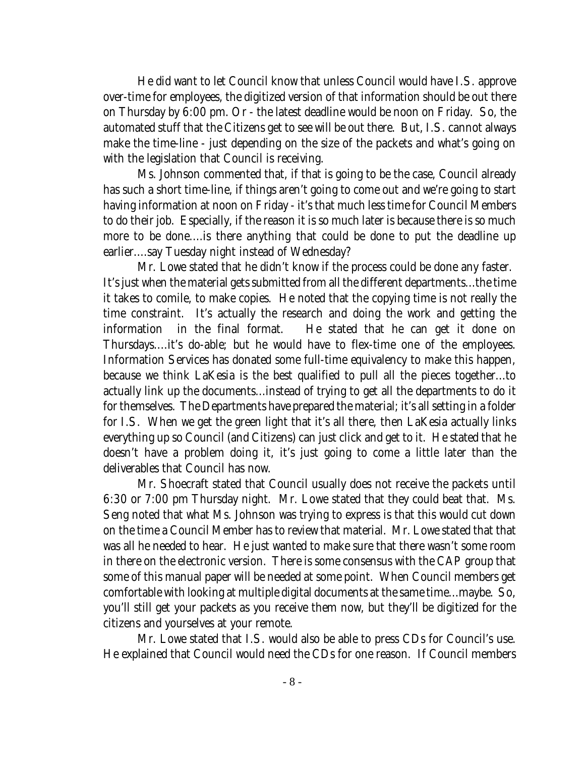He did want to let Council know that unless Council would have I.S. approve over-time for employees, the digitized version of that information should be out there on Thursday by 6:00 pm. Or - the latest deadline would be noon on Friday. So, the automated stuff that the Citizens get to see will be out there. But, I.S. cannot always make the time-line - just depending on the size of the packets and what's going on with the legislation that Council is receiving.

Ms. Johnson commented that, if that is going to be the case, Council already has such a short time-line, if things aren't going to come out and we're going to start having information at noon on Friday - it's that much less time for Council Members to do their job. Especially, if the reason it is so much later is because there is so much more to be done....is there anything that could be done to put the deadline up earlier....say Tuesday night instead of Wednesday?

Mr. Lowe stated that he didn't know if the process could be done any faster. It's just when the material gets submitted from all the different departments...the time it takes to comile, to make copies. He noted that the copying time is not really the time constraint. It's actually the research and doing the work and getting the information in the final format. He stated that he can get it done on Thursdays....it's do-able; but he would have to flex-time one of the employees. Information Services has donated some full-time equivalency to make this happen, because we think LaKesia is the best qualified to pull all the pieces together...to actually link up the documents...instead of trying to get all the departments to do it for themselves. The Departments have prepared the material; it's all setting in a folder for I.S. When we get the green light that it's all there, then LaKesia actually links everything up so Council (and Citizens) can just click and get to it. He stated that he doesn't have a problem doing it, it's just going to come a little later than the deliverables that Council has now.

Mr. Shoecraft stated that Council usually does not receive the packets until 6:30 or 7:00 pm Thursday night. Mr. Lowe stated that they could beat that. Ms. Seng noted that what Ms. Johnson was trying to express is that this would cut down on the time a Council Member has to review that material. Mr. Lowe stated that that was all he needed to hear. He just wanted to make sure that there wasn't some room in there on the electronic version. There is some consensus with the CAP group that some of this manual paper will be needed at some point. When Council members get comfortable with looking at multiple digital documents at the same time...maybe. So, you'll still get your packets as you receive them now, but they'll be digitized for the citizens and yourselves at your remote.

Mr. Lowe stated that I.S. would also be able to press CDs for Council's use. He explained that Council would need the CDs for one reason. If Council members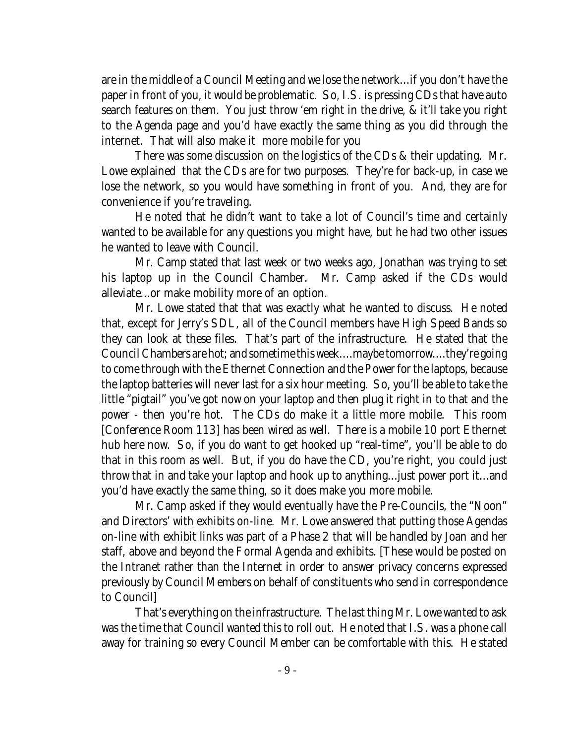are in the middle of a Council Meeting and we lose the network…if you don't have the paper in front of you, it would be problematic. So, I.S. is pressing CDs that have auto search features on them. You just throw 'em right in the drive, & it'll take you right to the Agenda page and you'd have exactly the same thing as you did through the internet. That will also make it more mobile for you

There was some discussion on the logistics of the CDs & their updating. Mr. Lowe explained that the CDs are for two purposes. They're for back-up, in case we lose the network, so you would have something in front of you. And, they are for convenience if you're traveling.

He noted that he didn't want to take a lot of Council's time and certainly wanted to be available for any questions you might have, but he had two other issues he wanted to leave with Council.

Mr. Camp stated that last week or two weeks ago, Jonathan was trying to set his laptop up in the Council Chamber. Mr. Camp asked if the CDs would alleviate…or make mobility more of an option.

Mr. Lowe stated that that was exactly what he wanted to discuss. He noted that, except for Jerry's SDL, all of the Council members have High Speed Bands so they can look at these files. That's part of the infrastructure. He stated that the Council Chambers are hot; and sometime this week….maybe tomorrow….they're going to come through with the Ethernet Connection and the Power for the laptops, because the laptop batteries will never last for a six hour meeting. So, you'll be able to take the little "pigtail" you've got now on your laptop and then plug it right in to that and the power - then you're hot. The CDs do make it a little more mobile. This room [Conference Room 113] has been wired as well. There is a mobile 10 port Ethernet hub here now. So, if you do want to get hooked up "real-time", you'll be able to do that in this room as well. But, if you do have the CD, you're right, you could just throw that in and take your laptop and hook up to anything…just power port it…and you'd have exactly the same thing, so it does make you more mobile.

Mr. Camp asked if they would eventually have the Pre-Councils, the "Noon" and Directors' with exhibits on-line. Mr. Lowe answered that putting those Agendas on-line with exhibit links was part of a Phase 2 that will be handled by Joan and her staff, above and beyond the Formal Agenda and exhibits. [These would be posted on the Intranet rather than the Internet in order to answer privacy concerns expressed previously by Council Members on behalf of constituents who send in correspondence to Council]

That's everything on the infrastructure. The last thing Mr. Lowe wanted to ask was the time that Council wanted this to roll out. He noted that I.S. was a phone call away for training so every Council Member can be comfortable with this. He stated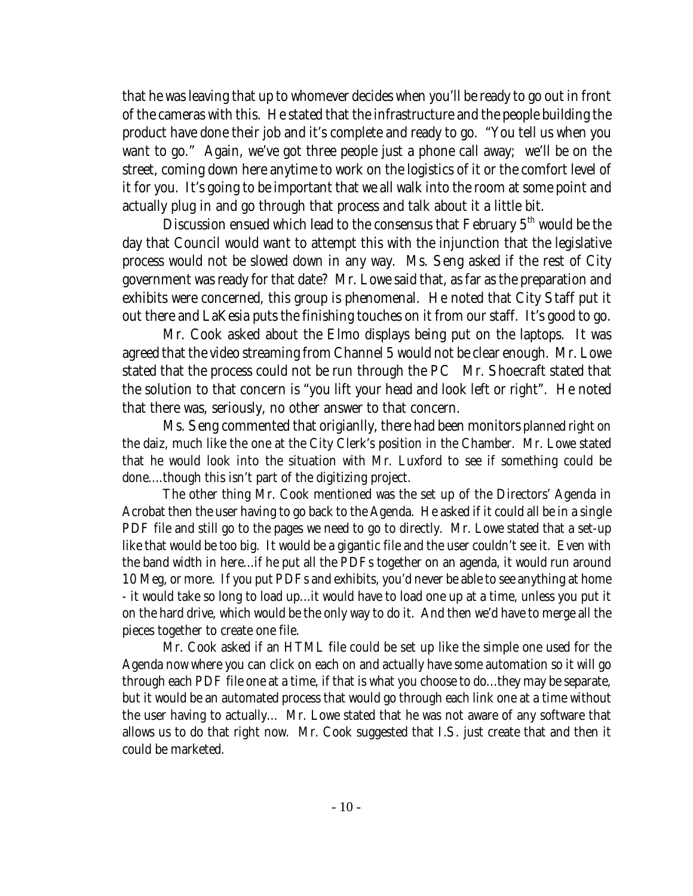that he was leaving that up to whomever decides when you'll be ready to go out in front of the cameras with this. He stated that the infrastructure and the people building the product have done their job and it's complete and ready to go. "You tell us when you want to go." Again, we've got three people just a phone call away; we'll be on the street, coming down here anytime to work on the logistics of it or the comfort level of it for you. It's going to be important that we all walk into the room at some point and actually plug in and go through that process and talk about it a little bit.

Discussion ensued which lead to the consensus that February 5th would be the day that Council would want to attempt this with the injunction that the legislative process would not be slowed down in any way. Ms. Seng asked if the rest of City government was ready for that date? Mr. Lowe said that, as far as the preparation and exhibits were concerned, this group is phenomenal. He noted that City Staff put it out there and LaKesia puts the finishing touches on it from our staff. It's good to go.

Mr. Cook asked about the Elmo displays being put on the laptops. It was agreed that the video streaming from Channel 5 would not be clear enough. Mr. Lowe stated that the process could not be run through the PC Mr. Shoecraft stated that the solution to that concern is "you lift your head and look left or right". He noted that there was, seriously, no other answer to that concern.

Ms. Seng commented that origianlly, there had been monitors planned right on the daiz, much like the one at the City Clerk's position in the Chamber. Mr. Lowe stated that he would look into the situation with Mr. Luxford to see if something could be done....though this isn't part of the digitizing project.

The other thing Mr. Cook mentioned was the set up of the Directors' Agenda in Acrobat then the user having to go back to the Agenda. He asked if it could all be in a single PDF file and still go to the pages we need to go to directly. Mr. Lowe stated that a set-up like that would be too big. It would be a gigantic file and the user couldn't see it. Even with the band width in here...if he put all the PDFs together on an agenda, it would run around 10 Meg, or more. If you put PDFs and exhibits, you'd never be able to see anything at home - it would take so long to load up...it would have to load one up at a time, unless you put it on the hard drive, which would be the only way to do it. And then we'd have to merge all the pieces together to create one file.

Mr. Cook asked if an HTML file could be set up like the simple one used for the Agenda now where you can click on each on and actually have some automation so it will go through each PDF file one at a time, if that is what you choose to do...they may be separate, but it would be an automated process that would go through each link one at a time without the user having to actually... Mr. Lowe stated that he was not aware of any software that allows us to do that right now. Mr. Cook suggested that I.S. just create that and then it could be marketed.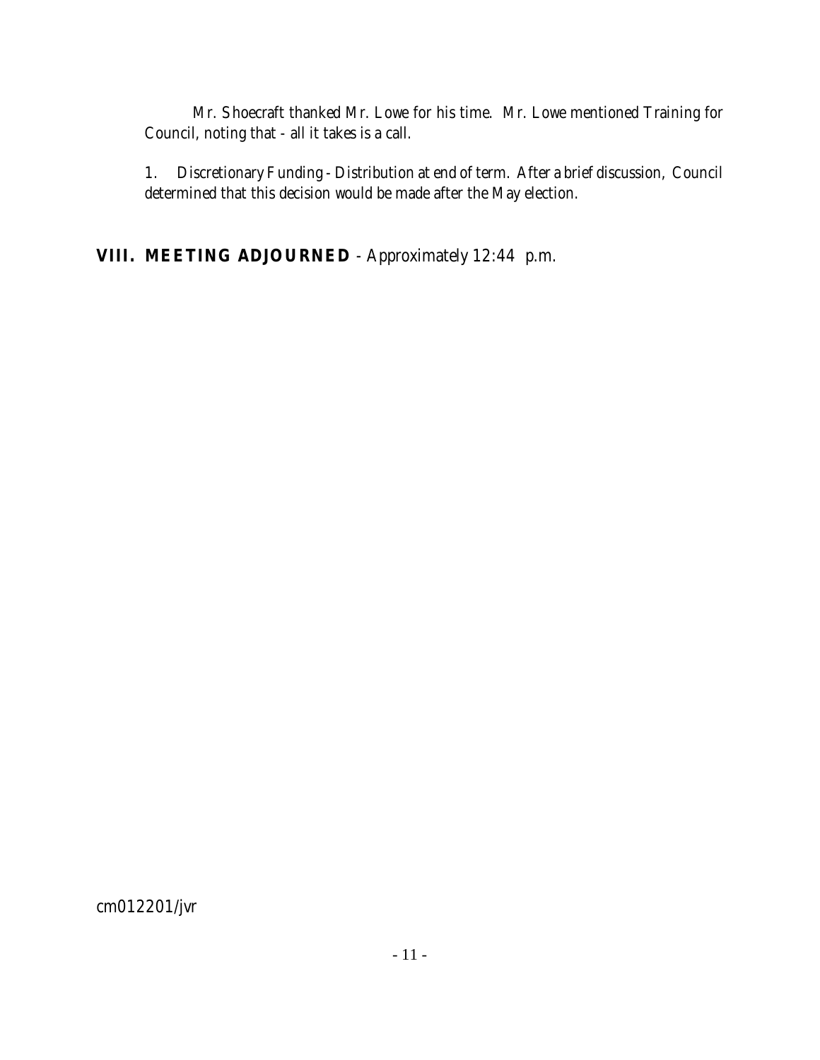Mr. Shoecraft thanked Mr. Lowe for his time. Mr. Lowe mentioned Training for Council, noting that - all it takes is a call.

1. Discretionary Funding - Distribution at end of term. After a brief discussion, Council determined that this decision would be made after the May election.

## VIII. MEETING ADJOURNED - Approximately 12:44 p.m.

cm012201/jvr